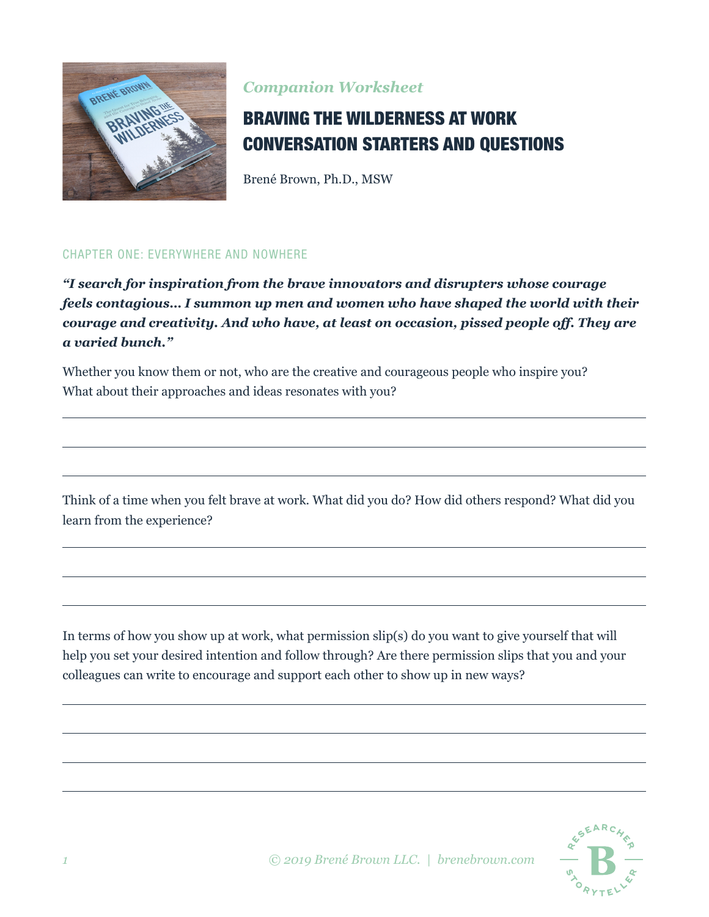*Companion Worksheet*

# BRAVING THE WILDERNESS AT WORK CONVERSATION STARTERS AND QUESTIONS

Brené Brown, Ph.D., MSW

## CHAPTER ONE: EVERYWHERE AND NOWHERE

***"I search for inspiration from the brave innovators and disrupters whose courage feels contagious... I summon up men and women who have shaped the world with their courage and creativity. And who have, at least on occasion, pissed people off. They are a varied bunch."***

Whether you know them or not, who are the creative and courageous people who inspire you? What about their approaches and ideas resonates with you?

---

---

---

Think of a time when you felt brave at work. What did you do? How did others respond? What did you learn from the experience?

---

---

---

In terms of how you show up at work, what permission slip(s) do you want to give yourself that will help you set your desired intention and follow through? Are there permission slips that you and your colleagues can write to encourage and support each other to show up in new ways?

---

---

---

---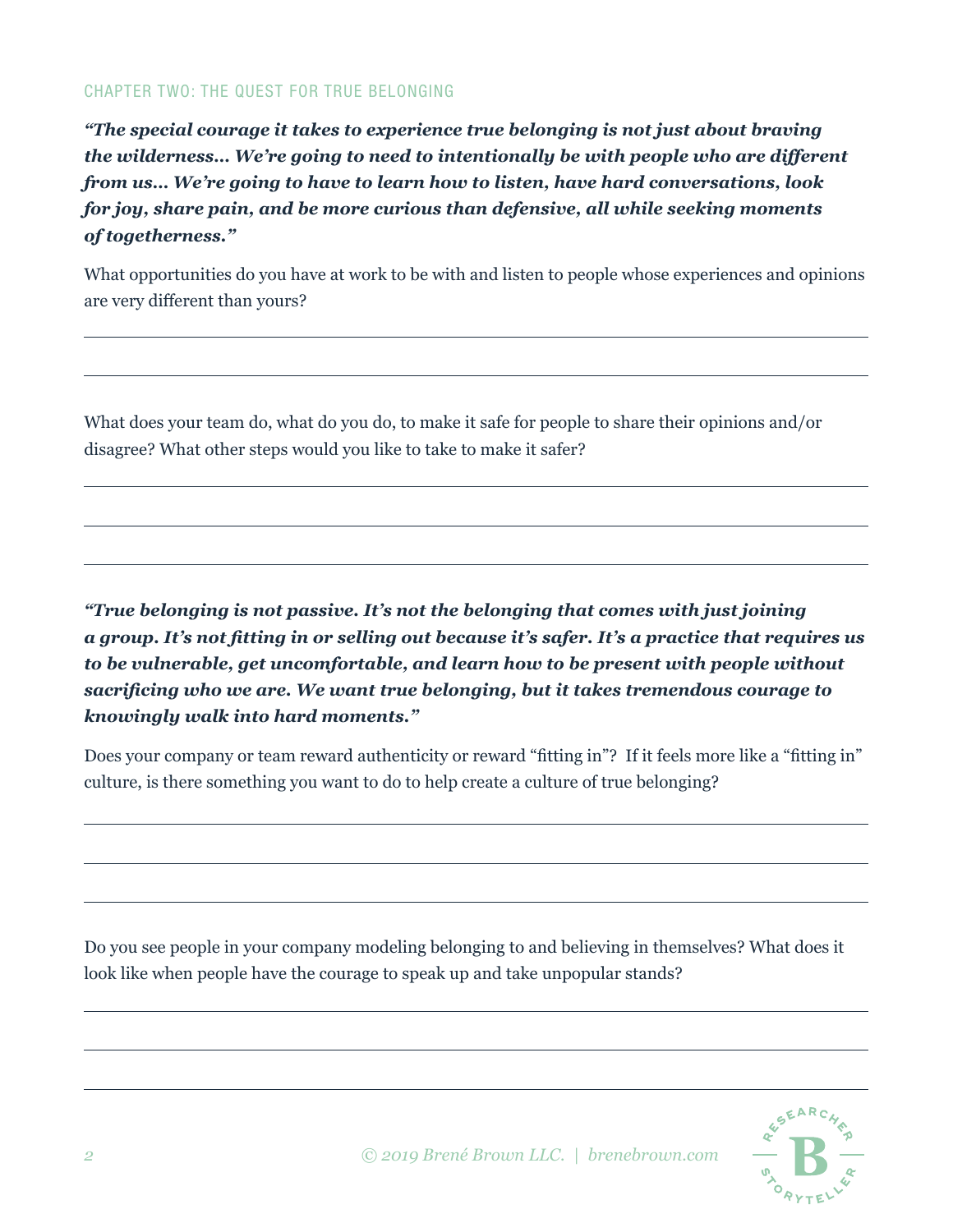## CHAPTER TWO: THE QUEST FOR TRUE BELONGING

***"The special courage it takes to experience true belonging is not just about braving the wilderness… We're going to need to intentionally be with people who are different from us… We're going to have to learn how to listen, have hard conversations, look for joy, share pain, and be more curious than defensive, all while seeking moments of togetherness."***

What opportunities do you have at work to be with and listen to people whose experiences and opinions are very different than yours?

---

---

What does your team do, what do you do, to make it safe for people to share their opinions and/or disagree? What other steps would you like to take to make it safer?

---

---

---

***"True belonging is not passive. It's not the belonging that comes with just joining a group. It's not fitting in or selling out because it's safer. It's a practice that requires us to be vulnerable, get uncomfortable, and learn how to be present with people without sacrificing who we are. We want true belonging, but it takes tremendous courage to knowingly walk into hard moments."***

Does your company or team reward authenticity or reward "fitting in"? If it feels more like a "fitting in" culture, is there something you want to do to help create a culture of true belonging?

---

---

---

Do you see people in your company modeling belonging to and believing in themselves? What does it look like when people have the courage to speak up and take unpopular stands?

---

---

---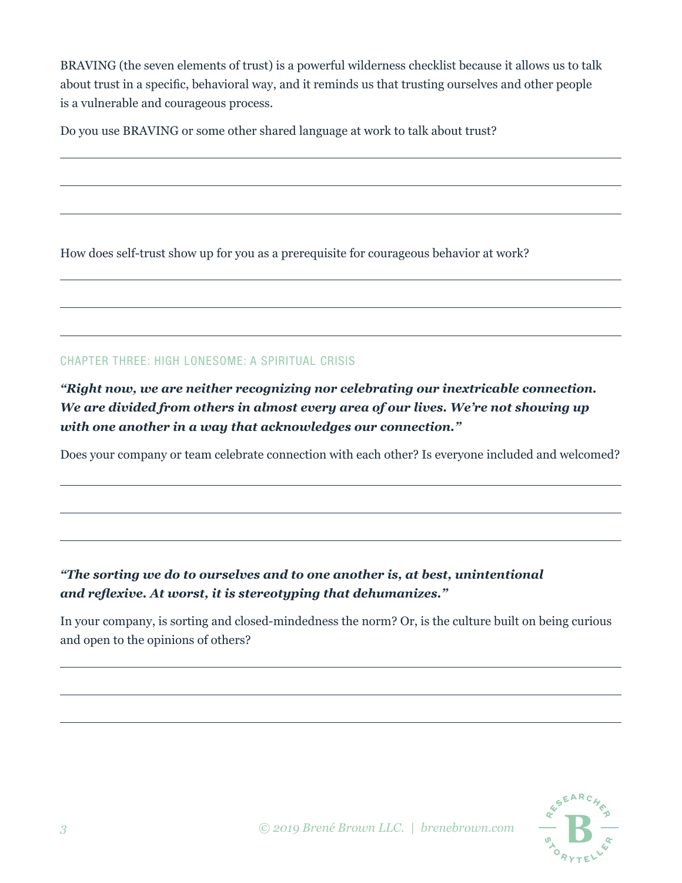BRAVING (the seven elements of trust) is a powerful wilderness checklist because it allows us to talk about trust in a specific, behavioral way, and it reminds us that trusting ourselves and other people is a vulnerable and courageous process.

Do you use BRAVING or some other shared language at work to talk about trust?

How does self-trust show up for you as a prerequisite for courageous behavior at work?

## CHAPTER THREE: HIGH LONESOME: A SPIRITUAL CRISIS

***"Right now, we are neither recognizing nor celebrating our inextricable connection. We are divided from others in almost every area of our lives. We're not showing up with one another in a way that acknowledges our connection."***

Does your company or team celebrate connection with each other? Is everyone included and welcomed?

***"The sorting we do to ourselves and to one another is, at best, unintentional and reflexive. At worst, it is stereotyping that dehumanizes."***

In your company, is sorting and closed-mindedness the norm? Or, is the culture built on being curious and open to the opinions of others?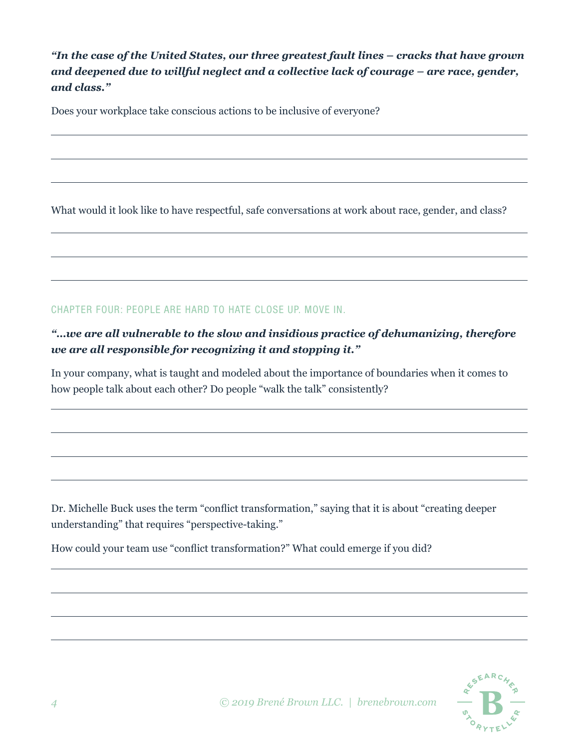***"In the case of the United States, our three greatest fault lines – cracks that have grown and deepened due to willful neglect and a collective lack of courage – are race, gender, and class."***

Does your workplace take conscious actions to be inclusive of everyone?

What would it look like to have respectful, safe conversations at work about race, gender, and class?

## CHAPTER FOUR: PEOPLE ARE HARD TO HATE CLOSE UP. MOVE IN.

***"...we are all vulnerable to the slow and insidious practice of dehumanizing, therefore we are all responsible for recognizing it and stopping it."***

In your company, what is taught and modeled about the importance of boundaries when it comes to how people talk about each other? Do people "walk the talk" consistently?

Dr. Michelle Buck uses the term "conflict transformation," saying that it is about "creating deeper understanding" that requires "perspective-taking."

How could your team use "conflict transformation?" What could emerge if you did?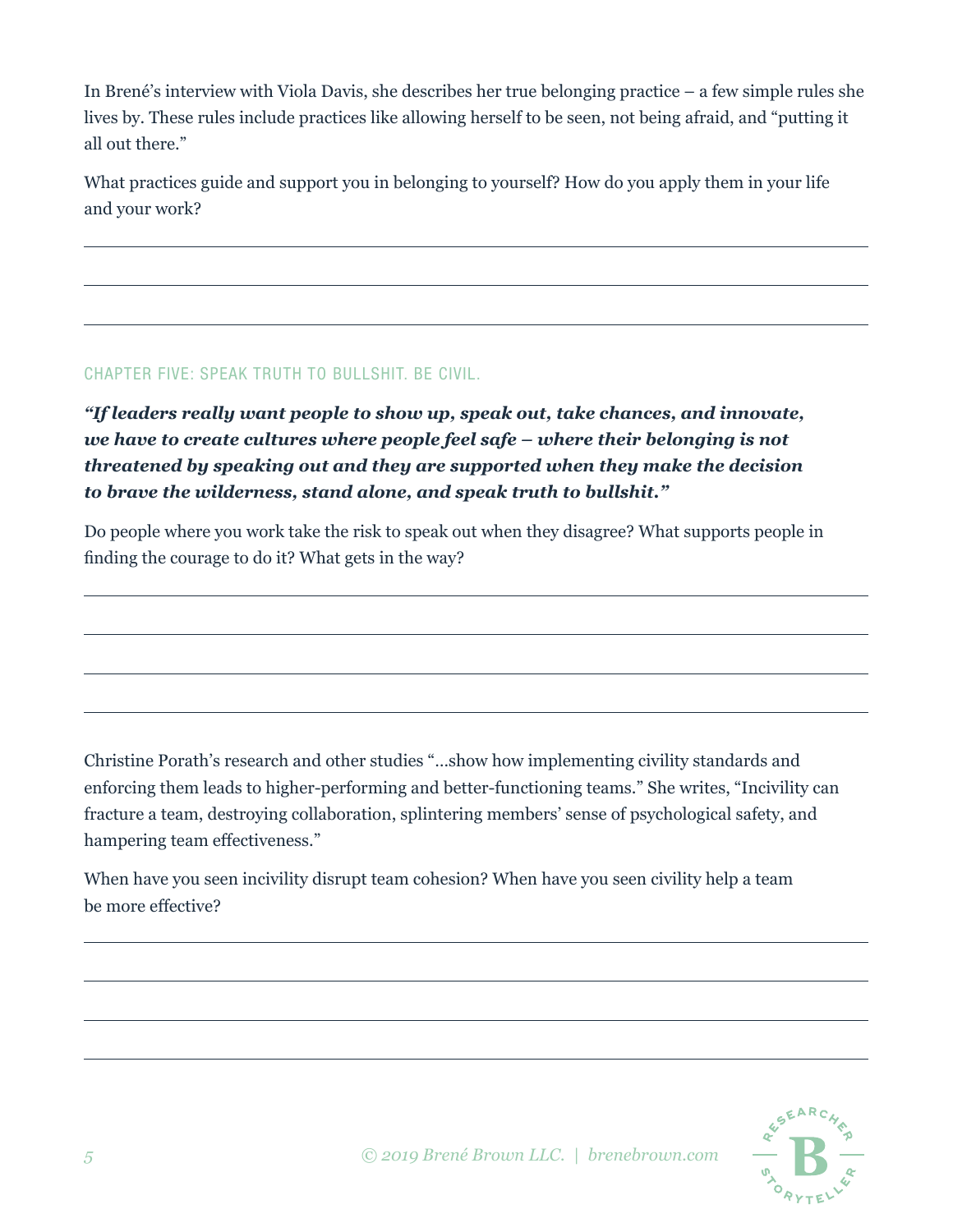In Brené's interview with Viola Davis, she describes her true belonging practice – a few simple rules she lives by. These rules include practices like allowing herself to be seen, not being afraid, and "putting it all out there."

What practices guide and support you in belonging to yourself? How do you apply them in your life and your work?

## CHAPTER FIVE: SPEAK TRUTH TO BULLSHIT. BE CIVIL.

***"If leaders really want people to show up, speak out, take chances, and innovate, we have to create cultures where people feel safe – where their belonging is not threatened by speaking out and they are supported when they make the decision to brave the wilderness, stand alone, and speak truth to bullshit."***

Do people where you work take the risk to speak out when they disagree? What supports people in finding the courage to do it? What gets in the way?

Christine Porath's research and other studies "...show how implementing civility standards and enforcing them leads to higher-performing and better-functioning teams." She writes, "Incivility can fracture a team, destroying collaboration, splintering members' sense of psychological safety, and hampering team effectiveness."

When have you seen incivility disrupt team cohesion? When have you seen civility help a team be more effective?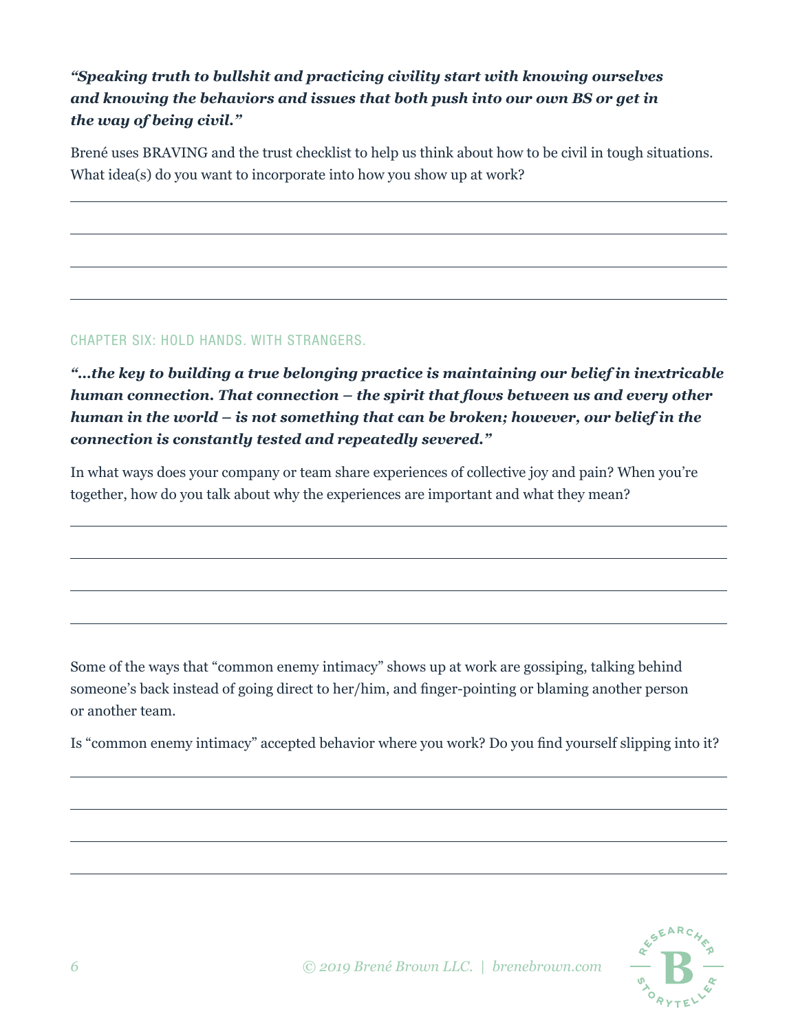***"Speaking truth to bullshit and practicing civility start with knowing ourselves and knowing the behaviors and issues that both push into our own BS or get in the way of being civil."***

Brené uses BRAVING and the trust checklist to help us think about how to be civil in tough situations. What idea(s) do you want to incorporate into how you show up at work?

## CHAPTER SIX: HOLD HANDS. WITH STRANGERS.

***"...the key to building a true belonging practice is maintaining our belief in inextricable human connection. That connection – the spirit that flows between us and every other human in the world – is not something that can be broken; however, our belief in the connection is constantly tested and repeatedly severed."***

In what ways does your company or team share experiences of collective joy and pain? When you're together, how do you talk about why the experiences are important and what they mean?

Some of the ways that "common enemy intimacy" shows up at work are gossiping, talking behind someone's back instead of going direct to her/him, and finger-pointing or blaming another person or another team.

Is "common enemy intimacy" accepted behavior where you work? Do you find yourself slipping into it?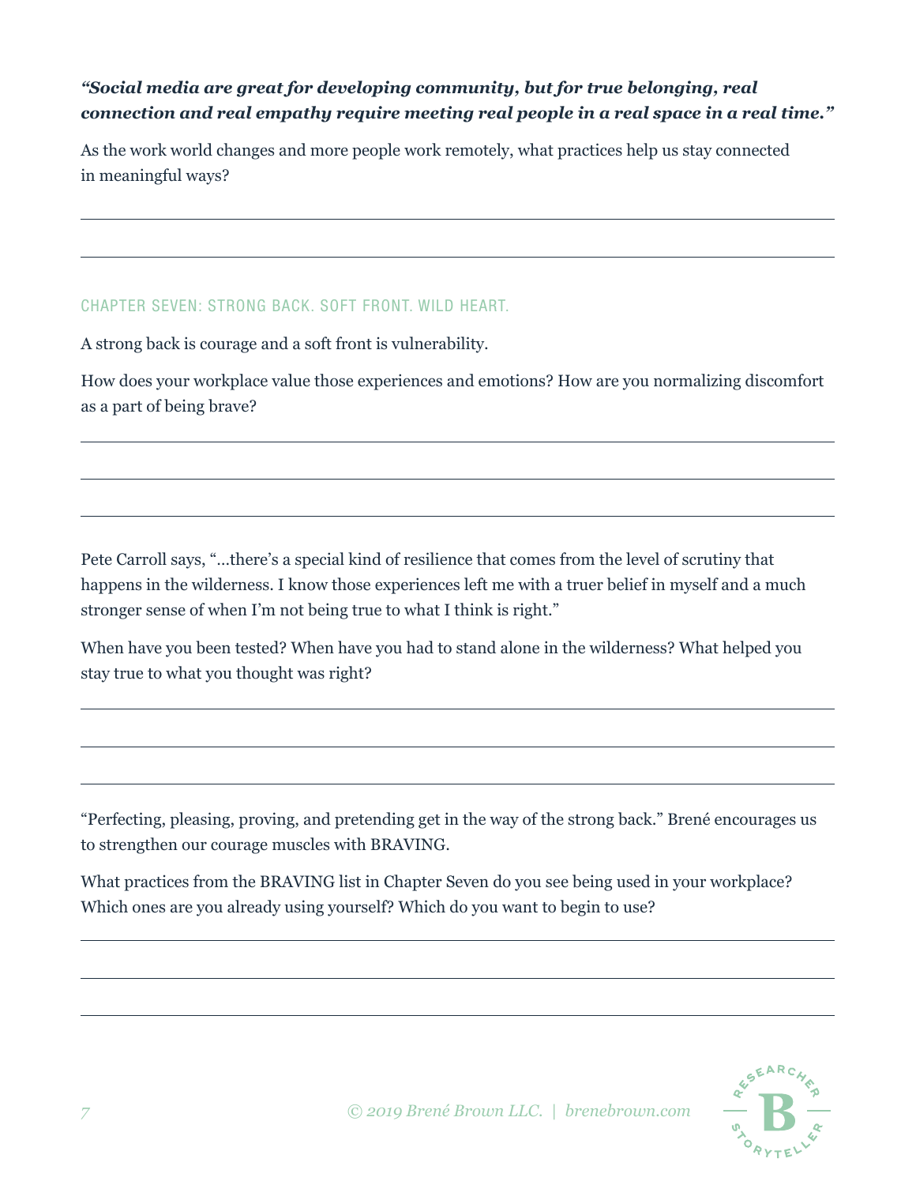***"Social media are great for developing community, but for true belonging, real connection and real empathy require meeting real people in a real space in a real time."***

As the work world changes and more people work remotely, what practices help us stay connected in meaningful ways?

## CHAPTER SEVEN: STRONG BACK. SOFT FRONT. WILD HEART.

A strong back is courage and a soft front is vulnerability.

How does your workplace value those experiences and emotions? How are you normalizing discomfort as a part of being brave?

Pete Carroll says, "...there's a special kind of resilience that comes from the level of scrutiny that happens in the wilderness. I know those experiences left me with a truer belief in myself and a much stronger sense of when I'm not being true to what I think is right."

When have you been tested? When have you had to stand alone in the wilderness? What helped you stay true to what you thought was right?

"Perfecting, pleasing, proving, and pretending get in the way of the strong back." Brené encourages us to strengthen our courage muscles with BRAVING.

What practices from the BRAVING list in Chapter Seven do you see being used in your workplace? Which ones are you already using yourself? Which do you want to begin to use?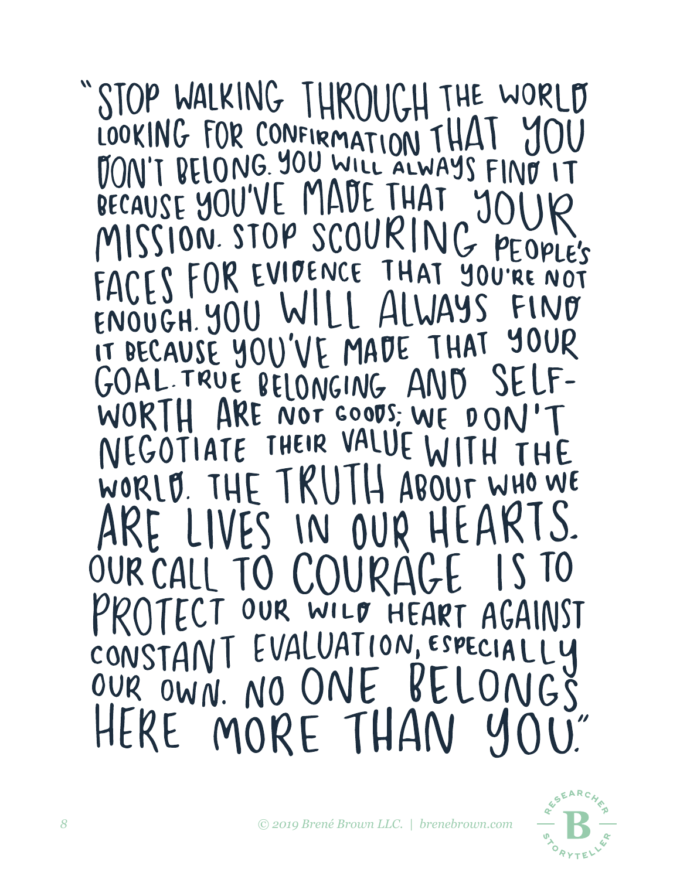"STOP WALKING THROUGH THE WORLD LOOKING FOR CONFIRMATION THAT YOU DON'T BELONG. YOU WILL ALWAYS FIND IT BECAUSE YOU'VE MADE THAT YOUR MISSION. STOP SCOURING PEOPLE'S FACES FOR EVIDENCE THAT YOU'RE NOT ENOUGH. YOU WILL ALWAYS FIND IT BECAUSE YOU'VE MADE THAT YOUR GOAL. TRUE BELONGING AND SELF-WORTH ARE NOT GOODS; WE DON'T NEGOTIATE THEIR VALUE WITH THE WORLD. THE TRUTH ABOUT WHO WE ARE LIVES IN OUR HEARTS. OUR CALL TO COURAGE IS TO PROTECT OUR WILD HEART AGAINST CONSTANT EVALUATION, ESPECIALLY OUR OWN. NO ONE BELONGS HERE MORE THAN YOU."

© 2019 Brené Brown LLC. | brenebrown.com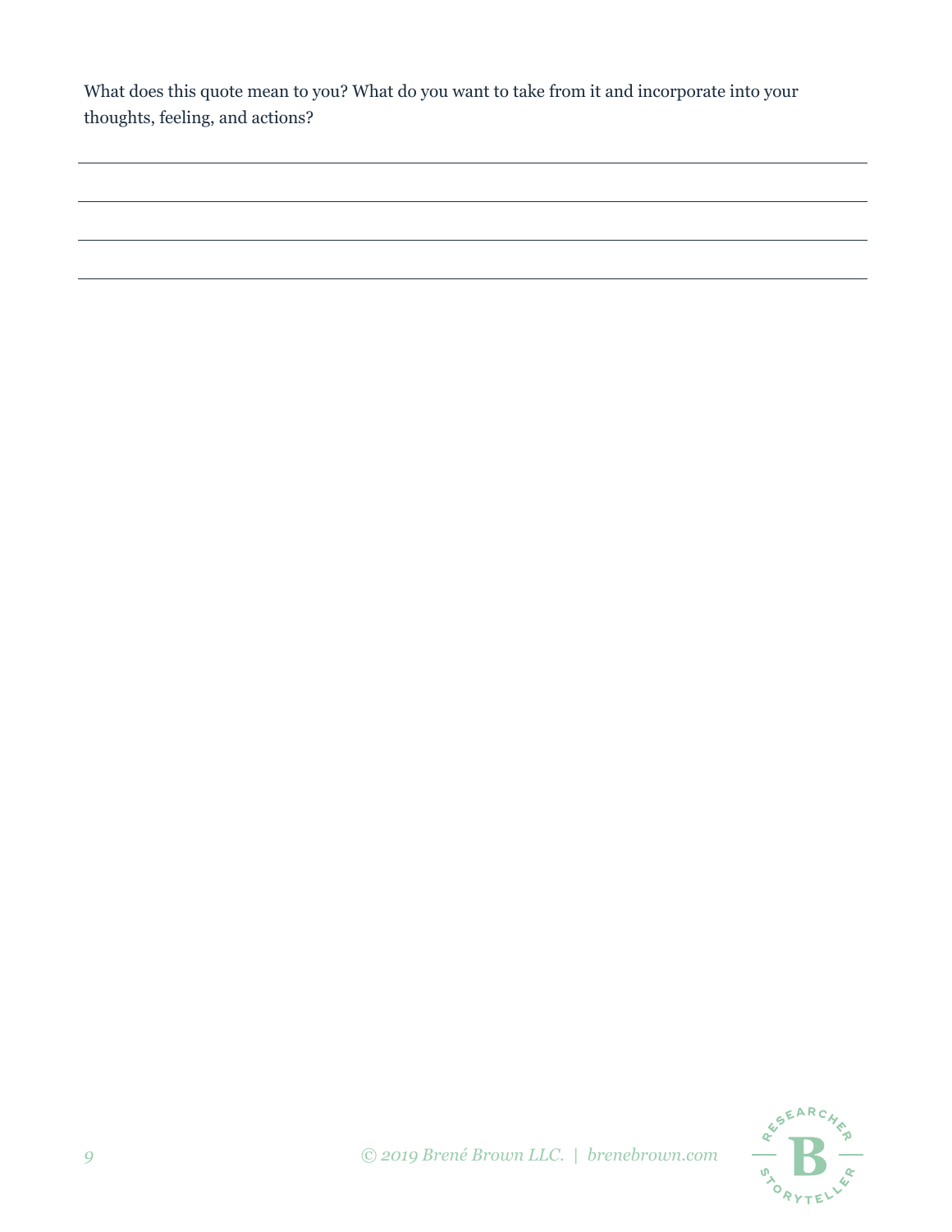What does this quote mean to you? What do you want to take from it and incorporate into your thoughts, feeling, and actions?

---

---

---

---